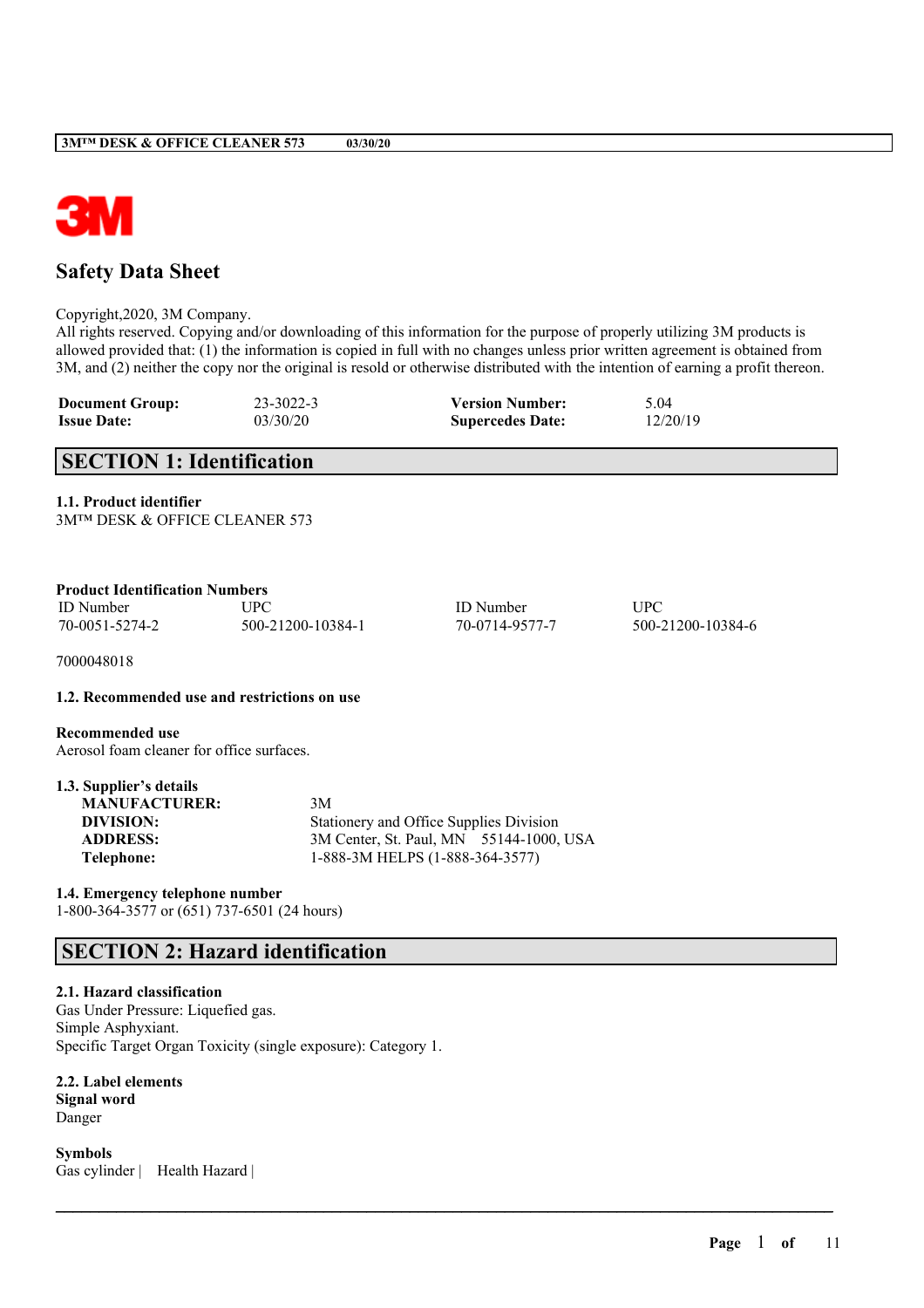# Safety Data Sheet

Copyright,2020, 3M Company.
All rights reserved. Copying and/or downloading of this information for the purpose of properly utilizing 3M products is allowed provided that: (1) the information is copied in full with no changes unless prior written agreement is obtained from 3M, and (2) neither the copy nor the original is resold or otherwise distributed with the intention of earning a profit thereon.

| **Document Group:** | 23-3022-3 | **Version Number:** | 5.04 |
|---|---|---|---|
| **Issue Date:** | 03/30/20 | **Supercedes Date:** | 12/20/19 |

## SECTION 1: Identification

**1.1. Product identifier**
3M™ DESK & OFFICE CLEANER 573

**Product Identification Numbers**

| ID Number | UPC | ID Number | UPC |
|---|---|---|---|
| 70-0051-5274-2 | 500-21200-10384-1 | 70-0714-9577-7 | 500-21200-10384-6 |

7000048018

**1.2. Recommended use and restrictions on use**

**Recommended use**
Aerosol foam cleaner for office surfaces.

**1.3. Supplier's details**

| | |
|---|---|
| **MANUFACTURER:** | 3M |
| **DIVISION:** | Stationery and Office Supplies Division |
| **ADDRESS:** | 3M Center, St. Paul, MN 55144-1000, USA |
| **Telephone:** | 1-888-3M HELPS (1-888-364-3577) |

**1.4. Emergency telephone number**
1-800-364-3577 or (651) 737-6501 (24 hours)

## SECTION 2: Hazard identification

**2.1. Hazard classification**
Gas Under Pressure: Liquefied gas.
Simple Asphyxiant.
Specific Target Organ Toxicity (single exposure): Category 1.

**2.2. Label elements**
**Signal word**
Danger

**Symbols**
Gas cylinder | Health Hazard |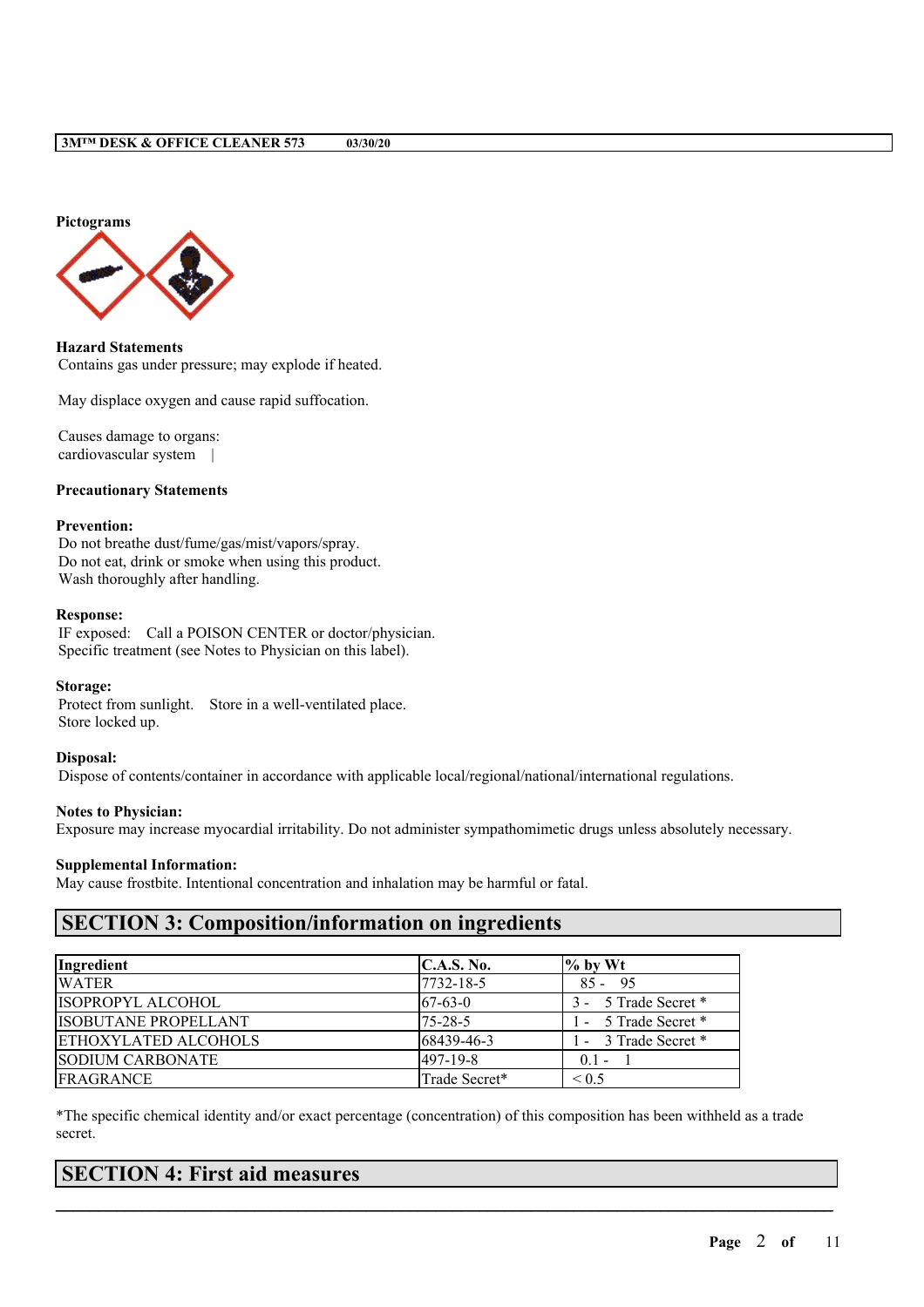**Pictograms**

**Hazard Statements**

Contains gas under pressure; may explode if heated.

May displace oxygen and cause rapid suffocation.

Causes damage to organs:
cardiovascular system |

**Precautionary Statements**

**Prevention:**

Do not breathe dust/fume/gas/mist/vapors/spray.
Do not eat, drink or smoke when using this product.
Wash thoroughly after handling.

**Response:**

IF exposed: Call a POISON CENTER or doctor/physician.
Specific treatment (see Notes to Physician on this label).

**Storage:**

Protect from sunlight. Store in a well-ventilated place.
Store locked up.

**Disposal:**

Dispose of contents/container in accordance with applicable local/regional/national/international regulations.

**Notes to Physician:**

Exposure may increase myocardial irritability. Do not administer sympathomimetic drugs unless absolutely necessary.

**Supplemental Information:**

May cause frostbite. Intentional concentration and inhalation may be harmful or fatal.

## SECTION 3: Composition/information on ingredients

| Ingredient | C.A.S. No. | % by Wt |
|---|---|---|
| WATER | 7732-18-5 | 85 - 95 |
| ISOPROPYL ALCOHOL | 67-63-0 | 3 - 5 Trade Secret * |
| ISOBUTANE PROPELLANT | 75-28-5 | 1 - 5 Trade Secret * |
| ETHOXYLATED ALCOHOLS | 68439-46-3 | 1 - 3 Trade Secret * |
| SODIUM CARBONATE | 497-19-8 | 0.1 - 1 |
| FRAGRANCE | Trade Secret* | < 0.5 |

*The specific chemical identity and/or exact percentage (concentration) of this composition has been withheld as a trade secret.

## SECTION 4: First aid measures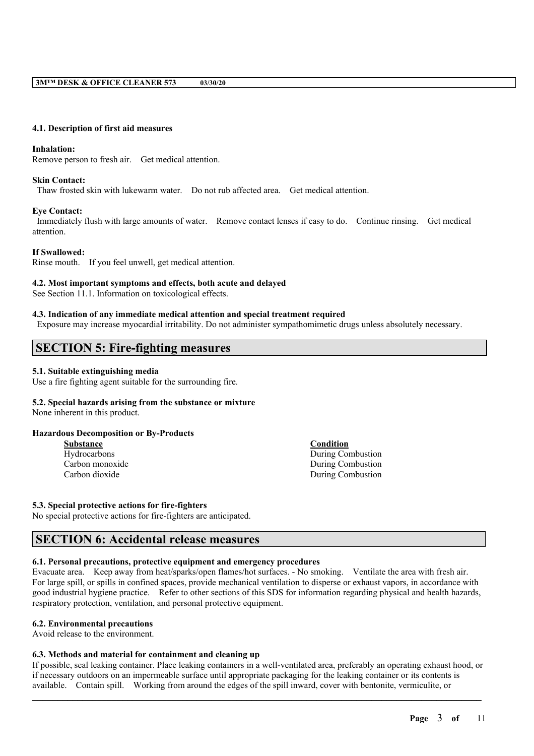#### 4.1. Description of first aid measures

**Inhalation:**
Remove person to fresh air. Get medical attention.

**Skin Contact:**
Thaw frosted skin with lukewarm water. Do not rub affected area. Get medical attention.

**Eye Contact:**
Immediately flush with large amounts of water. Remove contact lenses if easy to do. Continue rinsing. Get medical attention.

**If Swallowed:**
Rinse mouth. If you feel unwell, get medical attention.

#### 4.2. Most important symptoms and effects, both acute and delayed
See Section 11.1. Information on toxicological effects.

#### 4.3. Indication of any immediate medical attention and special treatment required
Exposure may increase myocardial irritability. Do not administer sympathomimetic drugs unless absolutely necessary.

## SECTION 5: Fire-fighting measures

#### 5.1. Suitable extinguishing media
Use a fire fighting agent suitable for the surrounding fire.

#### 5.2. Special hazards arising from the substance or mixture
None inherent in this product.

**Hazardous Decomposition or By-Products**

| Substance | Condition |
| --- | --- |
| Hydrocarbons | During Combustion |
| Carbon monoxide | During Combustion |
| Carbon dioxide | During Combustion |

#### 5.3. Special protective actions for fire-fighters
No special protective actions for fire-fighters are anticipated.

## SECTION 6: Accidental release measures

#### 6.1. Personal precautions, protective equipment and emergency procedures
Evacuate area. Keep away from heat/sparks/open flames/hot surfaces. - No smoking. Ventilate the area with fresh air. For large spill, or spills in confined spaces, provide mechanical ventilation to disperse or exhaust vapors, in accordance with good industrial hygiene practice. Refer to other sections of this SDS for information regarding physical and health hazards, respiratory protection, ventilation, and personal protective equipment.

#### 6.2. Environmental precautions
Avoid release to the environment.

#### 6.3. Methods and material for containment and cleaning up
If possible, seal leaking container. Place leaking containers in a well-ventilated area, preferably an operating exhaust hood, or if necessary outdoors on an impermeable surface until appropriate packaging for the leaking container or its contents is available. Contain spill. Working from around the edges of the spill inward, cover with bentonite, vermiculite, or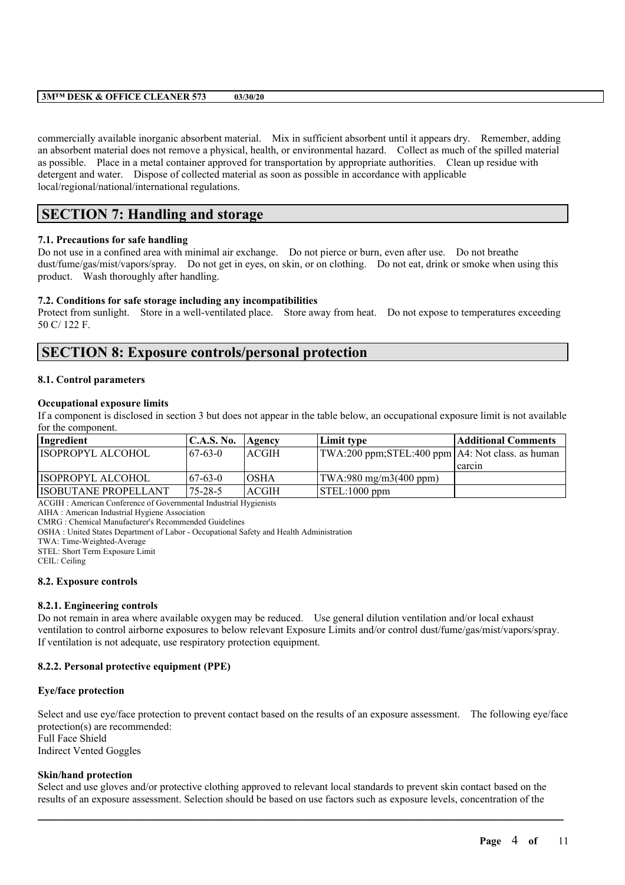commercially available inorganic absorbent material. Mix in sufficient absorbent until it appears dry. Remember, adding an absorbent material does not remove a physical, health, or environmental hazard. Collect as much of the spilled material as possible. Place in a metal container approved for transportation by appropriate authorities. Clean up residue with detergent and water. Dispose of collected material as soon as possible in accordance with applicable local/regional/national/international regulations.

## SECTION 7: Handling and storage

### 7.1. Precautions for safe handling

Do not use in a confined area with minimal air exchange. Do not pierce or burn, even after use. Do not breathe dust/fume/gas/mist/vapors/spray. Do not get in eyes, on skin, or on clothing. Do not eat, drink or smoke when using this product. Wash thoroughly after handling.

### 7.2. Conditions for safe storage including any incompatibilities

Protect from sunlight. Store in a well-ventilated place. Store away from heat. Do not expose to temperatures exceeding 50 C/ 122 F.

## SECTION 8: Exposure controls/personal protection

### 8.1. Control parameters

**Occupational exposure limits**

If a component is disclosed in section 3 but does not appear in the table below, an occupational exposure limit is not available for the component.

| Ingredient | C.A.S. No. | Agency | Limit type | Additional Comments |
|---|---|---|---|---|
| ISOPROPYL ALCOHOL | 67-63-0 | ACGIH | TWA:200 ppm;STEL:400 ppm | A4: Not class. as human carcin |
| ISOPROPYL ALCOHOL | 67-63-0 | OSHA | TWA:980 mg/m3(400 ppm) | |
| ISOBUTANE PROPELLANT | 75-28-5 | ACGIH | STEL:1000 ppm | |

ACGIH : American Conference of Governmental Industrial Hygienists
AIHA : American Industrial Hygiene Association
CMRG : Chemical Manufacturer's Recommended Guidelines
OSHA : United States Department of Labor - Occupational Safety and Health Administration
TWA: Time-Weighted-Average
STEL: Short Term Exposure Limit
CEIL: Ceiling

### 8.2. Exposure controls

#### 8.2.1. Engineering controls

Do not remain in area where available oxygen may be reduced. Use general dilution ventilation and/or local exhaust ventilation to control airborne exposures to below relevant Exposure Limits and/or control dust/fume/gas/mist/vapors/spray. If ventilation is not adequate, use respiratory protection equipment.

#### 8.2.2. Personal protective equipment (PPE)

**Eye/face protection**

Select and use eye/face protection to prevent contact based on the results of an exposure assessment. The following eye/face protection(s) are recommended:
Full Face Shield
Indirect Vented Goggles

**Skin/hand protection**

Select and use gloves and/or protective clothing approved to relevant local standards to prevent skin contact based on the results of an exposure assessment. Selection should be based on use factors such as exposure levels, concentration of the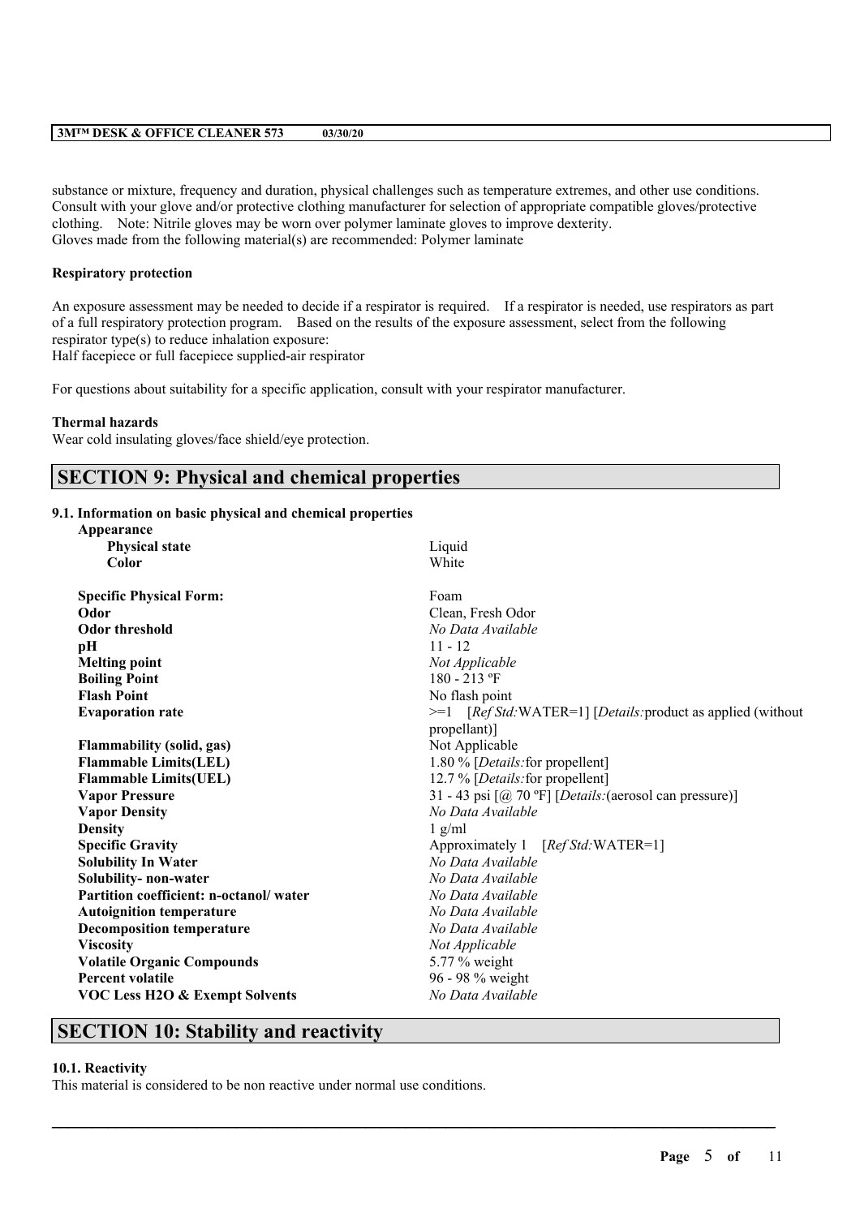substance or mixture, frequency and duration, physical challenges such as temperature extremes, and other use conditions. Consult with your glove and/or protective clothing manufacturer for selection of appropriate compatible gloves/protective clothing. Note: Nitrile gloves may be worn over polymer laminate gloves to improve dexterity.
Gloves made from the following material(s) are recommended: Polymer laminate

**Respiratory protection**

An exposure assessment may be needed to decide if a respirator is required. If a respirator is needed, use respirators as part of a full respiratory protection program. Based on the results of the exposure assessment, select from the following respirator type(s) to reduce inhalation exposure:
Half facepiece or full facepiece supplied-air respirator

For questions about suitability for a specific application, consult with your respirator manufacturer.

**Thermal hazards**
Wear cold insulating gloves/face shield/eye protection.

## SECTION 9: Physical and chemical properties

**9.1. Information on basic physical and chemical properties**

| Property | Value |
|---|---|
| **Appearance** | |
| **Physical state** | Liquid |
| **Color** | White |
| **Specific Physical Form:** | Foam |
| **Odor** | Clean, Fresh Odor |
| **Odor threshold** | *No Data Available* |
| **pH** | 11 - 12 |
| **Melting point** | *Not Applicable* |
| **Boiling Point** | 180 - 213 ºF |
| **Flash Point** | No flash point |
| **Evaporation rate** | >=1 [*Ref Std:*WATER=1] [*Details:*product as applied (without propellant)] |
| **Flammability (solid, gas)** | Not Applicable |
| **Flammable Limits(LEL)** | 1.80 % [*Details:*for propellent] |
| **Flammable Limits(UEL)** | 12.7 % [*Details:*for propellent] |
| **Vapor Pressure** | 31 - 43 psi [@ 70 ºF] [*Details:*(aerosol can pressure)] |
| **Vapor Density** | *No Data Available* |
| **Density** | 1 g/ml |
| **Specific Gravity** | Approximately 1 [*Ref Std:*WATER=1] |
| **Solubility In Water** | *No Data Available* |
| **Solubility- non-water** | *No Data Available* |
| **Partition coefficient: n-octanol/ water** | *No Data Available* |
| **Autoignition temperature** | *No Data Available* |
| **Decomposition temperature** | *No Data Available* |
| **Viscosity** | *Not Applicable* |
| **Volatile Organic Compounds** | 5.77 % weight |
| **Percent volatile** | 96 - 98 % weight |
| **VOC Less H2O & Exempt Solvents** | *No Data Available* |

## SECTION 10: Stability and reactivity

**10.1. Reactivity**
This material is considered to be non reactive under normal use conditions.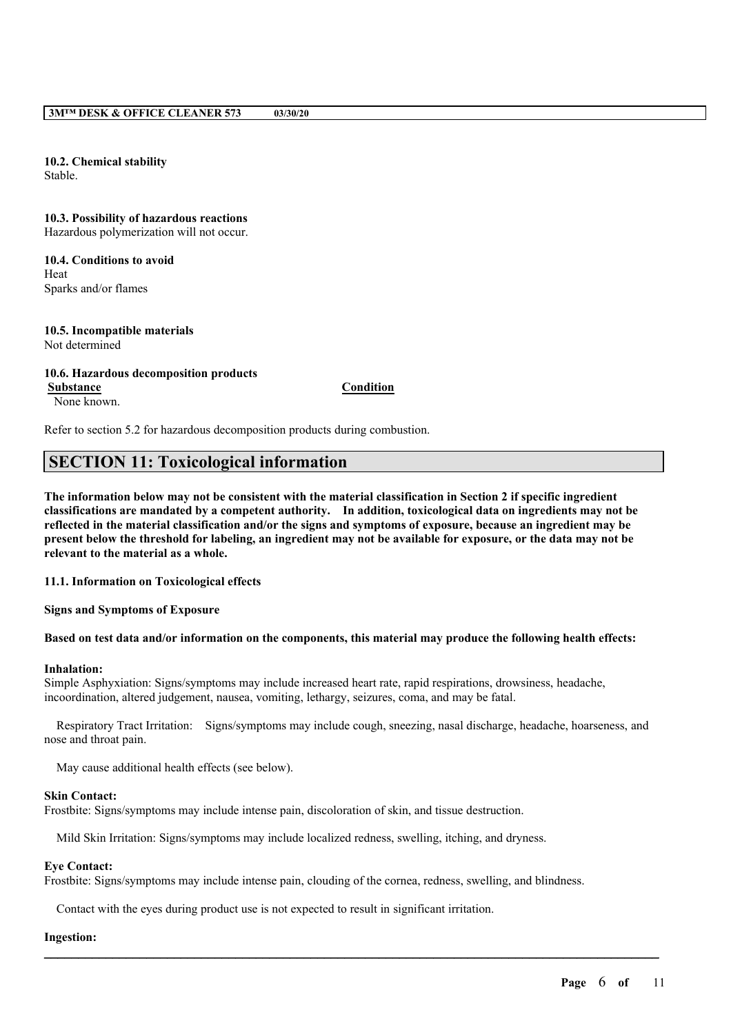**10.2. Chemical stability**
Stable.

**10.3. Possibility of hazardous reactions**
Hazardous polymerization will not occur.

**10.4. Conditions to avoid**
Heat
Sparks and/or flames

**10.5. Incompatible materials**
Not determined

**10.6. Hazardous decomposition products**

| Substance | Condition |
|---|---|
| None known. | |

Refer to section 5.2 for hazardous decomposition products during combustion.

## SECTION 11: Toxicological information

**The information below may not be consistent with the material classification in Section 2 if specific ingredient classifications are mandated by a competent authority. In addition, toxicological data on ingredients may not be reflected in the material classification and/or the signs and symptoms of exposure, because an ingredient may be present below the threshold for labeling, an ingredient may not be available for exposure, or the data may not be relevant to the material as a whole.**

**11.1. Information on Toxicological effects**

**Signs and Symptoms of Exposure**

**Based on test data and/or information on the components, this material may produce the following health effects:**

**Inhalation:**
Simple Asphyxiation: Signs/symptoms may include increased heart rate, rapid respirations, drowsiness, headache, incoordination, altered judgement, nausea, vomiting, lethargy, seizures, coma, and may be fatal.

Respiratory Tract Irritation: Signs/symptoms may include cough, sneezing, nasal discharge, headache, hoarseness, and nose and throat pain.

May cause additional health effects (see below).

**Skin Contact:**
Frostbite: Signs/symptoms may include intense pain, discoloration of skin, and tissue destruction.

Mild Skin Irritation: Signs/symptoms may include localized redness, swelling, itching, and dryness.

**Eye Contact:**
Frostbite: Signs/symptoms may include intense pain, clouding of the cornea, redness, swelling, and blindness.

Contact with the eyes during product use is not expected to result in significant irritation.

**Ingestion:**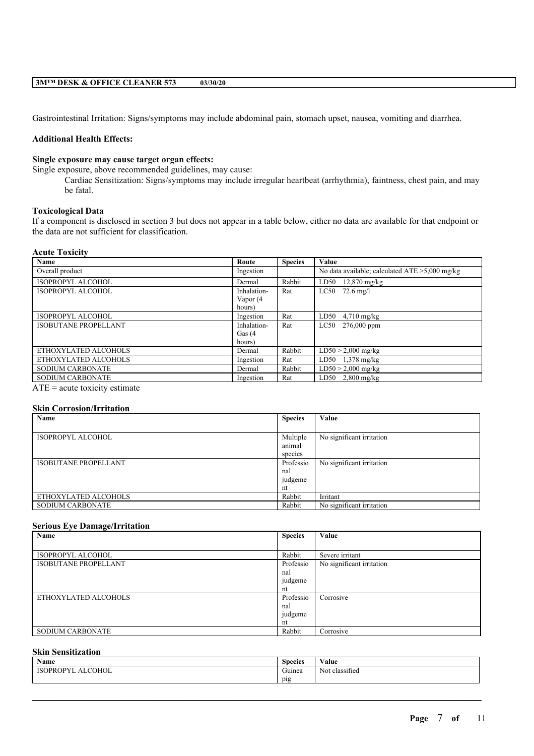Gastrointestinal Irritation: Signs/symptoms may include abdominal pain, stomach upset, nausea, vomiting and diarrhea.

**Additional Health Effects:**

**Single exposure may cause target organ effects:**

Single exposure, above recommended guidelines, may cause:

Cardiac Sensitization: Signs/symptoms may include irregular heartbeat (arrhythmia), faintness, chest pain, and may be fatal.

**Toxicological Data**

If a component is disclosed in section 3 but does not appear in a table below, either no data are available for that endpoint or the data are not sufficient for classification.

**Acute Toxicity**

| Name | Route | Species | Value |
|---|---|---|---|
| Overall product | Ingestion | | No data available; calculated ATE >5,000 mg/kg |
| ISOPROPYL ALCOHOL | Dermal | Rabbit | LD50 12,870 mg/kg |
| ISOPROPYL ALCOHOL | Inhalation-Vapor (4 hours) | Rat | LC50 72.6 mg/l |
| ISOPROPYL ALCOHOL | Ingestion | Rat | LD50 4,710 mg/kg |
| ISOBUTANE PROPELLANT | Inhalation-Gas (4 hours) | Rat | LC50 276,000 ppm |
| ETHOXYLATED ALCOHOLS | Dermal | Rabbit | LD50 > 2,000 mg/kg |
| ETHOXYLATED ALCOHOLS | Ingestion | Rat | LD50 1,378 mg/kg |
| SODIUM CARBONATE | Dermal | Rabbit | LD50 > 2,000 mg/kg |
| SODIUM CARBONATE | Ingestion | Rat | LD50 2,800 mg/kg |

ATE = acute toxicity estimate

**Skin Corrosion/Irritation**

| Name | Species | Value |
|---|---|---|
| ISOPROPYL ALCOHOL | Multiple animal species | No significant irritation |
| ISOBUTANE PROPELLANT | Professional judgement | No significant irritation |
| ETHOXYLATED ALCOHOLS | Rabbit | Irritant |
| SODIUM CARBONATE | Rabbit | No significant irritation |

**Serious Eye Damage/Irritation**

| Name | Species | Value |
|---|---|---|
| ISOPROPYL ALCOHOL | Rabbit | Severe irritant |
| ISOBUTANE PROPELLANT | Professional judgement | No significant irritation |
| ETHOXYLATED ALCOHOLS | Professional judgement | Corrosive |
| SODIUM CARBONATE | Rabbit | Corrosive |

**Skin Sensitization**

| Name | Species | Value |
|---|---|---|
| ISOPROPYL ALCOHOL | Guinea pig | Not classified |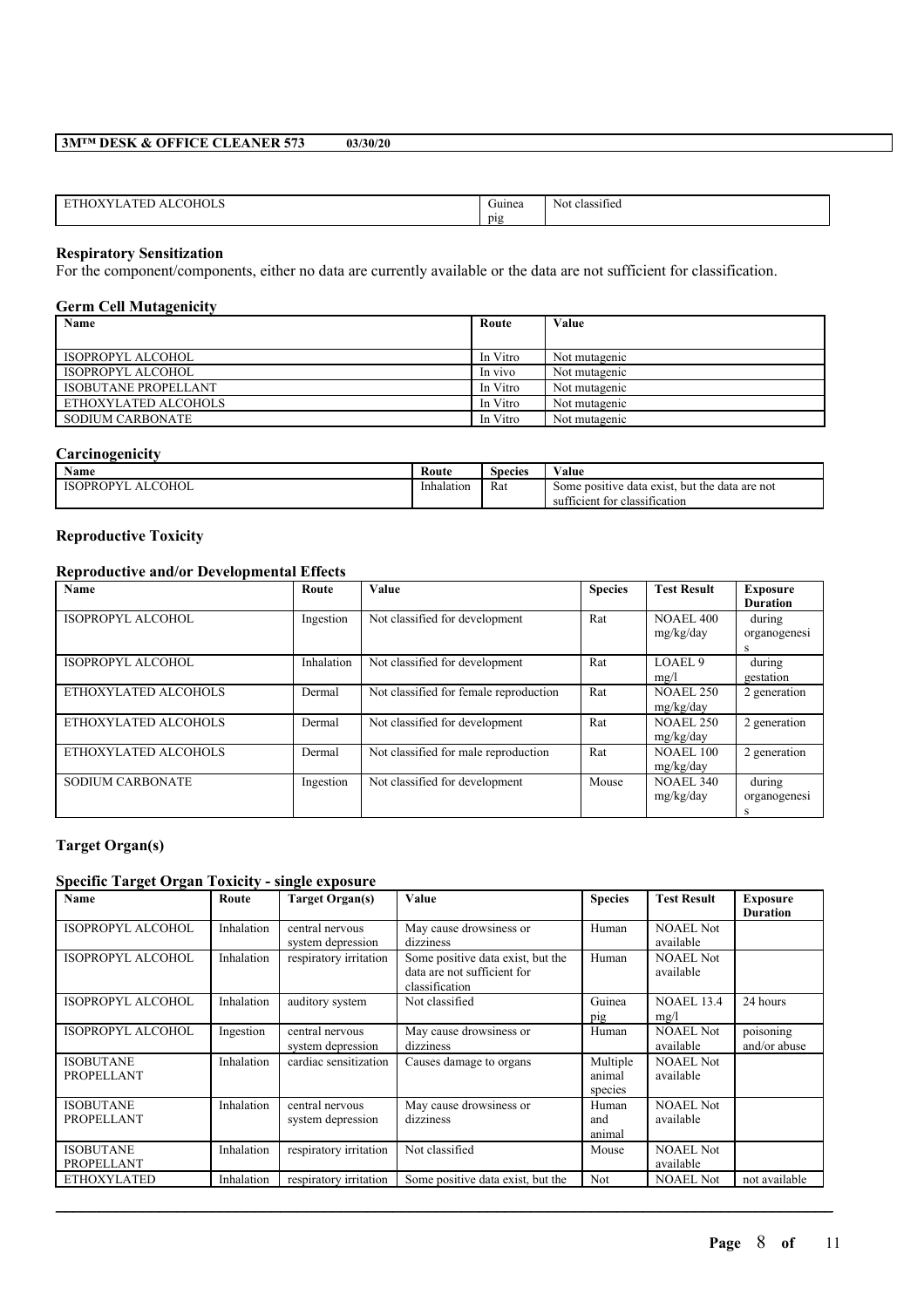| ETHOXYLATED ALCOHOLS | Guinea pig | Not classified |
|---|---|---|

### Respiratory Sensitization

For the component/components, either no data are currently available or the data are not sufficient for classification.

### Germ Cell Mutagenicity

| Name | Route | Value |
|---|---|---|
| ISOPROPYL ALCOHOL | In Vitro | Not mutagenic |
| ISOPROPYL ALCOHOL | In vivo | Not mutagenic |
| ISOBUTANE PROPELLANT | In Vitro | Not mutagenic |
| ETHOXYLATED ALCOHOLS | In Vitro | Not mutagenic |
| SODIUM CARBONATE | In Vitro | Not mutagenic |

### Carcinogenicity

| Name | Route | Species | Value |
|---|---|---|---|
| ISOPROPYL ALCOHOL | Inhalation | Rat | Some positive data exist, but the data are not sufficient for classification |

### Reproductive Toxicity

#### Reproductive and/or Developmental Effects

| Name | Route | Value | Species | Test Result | Exposure Duration |
|---|---|---|---|---|---|
| ISOPROPYL ALCOHOL | Ingestion | Not classified for development | Rat | NOAEL 400 mg/kg/day | during organogenesis |
| ISOPROPYL ALCOHOL | Inhalation | Not classified for development | Rat | LOAEL 9 mg/l | during gestation |
| ETHOXYLATED ALCOHOLS | Dermal | Not classified for female reproduction | Rat | NOAEL 250 mg/kg/day | 2 generation |
| ETHOXYLATED ALCOHOLS | Dermal | Not classified for development | Rat | NOAEL 250 mg/kg/day | 2 generation |
| ETHOXYLATED ALCOHOLS | Dermal | Not classified for male reproduction | Rat | NOAEL 100 mg/kg/day | 2 generation |
| SODIUM CARBONATE | Ingestion | Not classified for development | Mouse | NOAEL 340 mg/kg/day | during organogenesis |

### Target Organ(s)

#### Specific Target Organ Toxicity - single exposure

| Name | Route | Target Organ(s) | Value | Species | Test Result | Exposure Duration |
|---|---|---|---|---|---|---|
| ISOPROPYL ALCOHOL | Inhalation | central nervous system depression | May cause drowsiness or dizziness | Human | NOAEL Not available | |
| ISOPROPYL ALCOHOL | Inhalation | respiratory irritation | Some positive data exist, but the data are not sufficient for classification | Human | NOAEL Not available | |
| ISOPROPYL ALCOHOL | Inhalation | auditory system | Not classified | Guinea pig | NOAEL 13.4 mg/l | 24 hours |
| ISOPROPYL ALCOHOL | Ingestion | central nervous system depression | May cause drowsiness or dizziness | Human | NOAEL Not available | poisoning and/or abuse |
| ISOBUTANE PROPELLANT | Inhalation | cardiac sensitization | Causes damage to organs | Multiple animal species | NOAEL Not available | |
| ISOBUTANE PROPELLANT | Inhalation | central nervous system depression | May cause drowsiness or dizziness | Human and animal | NOAEL Not available | |
| ISOBUTANE PROPELLANT | Inhalation | respiratory irritation | Not classified | Mouse | NOAEL Not available | |
| ETHOXYLATED | Inhalation | respiratory irritation | Some positive data exist, but the | Not | NOAEL Not | not available |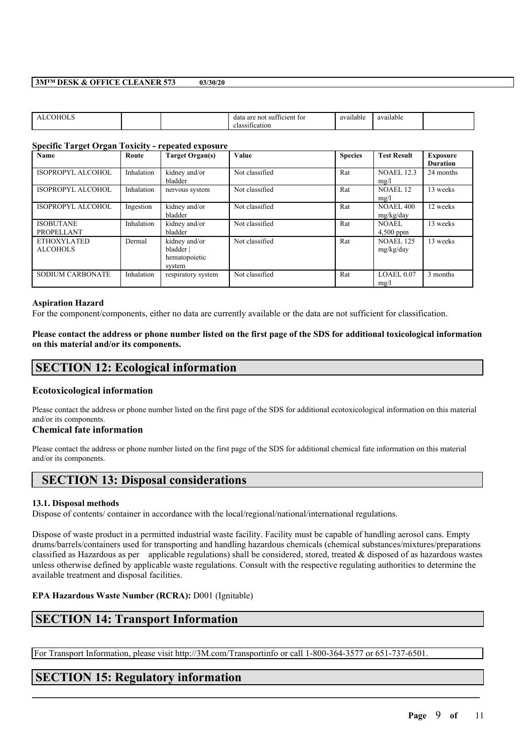| ALCOHOLS | | | data are not sufficient for classification | available | available | |
|---|---|---|---|---|---|---|

### Specific Target Organ Toxicity - repeated exposure

| Name | Route | Target Organ(s) | Value | Species | Test Result | Exposure Duration |
|---|---|---|---|---|---|---|
| ISOPROPYL ALCOHOL | Inhalation | kidney and/or bladder | Not classified | Rat | NOAEL 12.3 mg/l | 24 months |
| ISOPROPYL ALCOHOL | Inhalation | nervous system | Not classified | Rat | NOAEL 12 mg/l | 13 weeks |
| ISOPROPYL ALCOHOL | Ingestion | kidney and/or bladder | Not classified | Rat | NOAEL 400 mg/kg/day | 12 weeks |
| ISOBUTANE PROPELLANT | Inhalation | kidney and/or bladder | Not classified | Rat | NOAEL 4,500 ppm | 13 weeks |
| ETHOXYLATED ALCOHOLS | Dermal | kidney and/or bladder \| hematopoietic system | Not classified | Rat | NOAEL 125 mg/kg/day | 13 weeks |
| SODIUM CARBONATE | Inhalation | respiratory system | Not classified | Rat | LOAEL 0.07 mg/l | 3 months |

### Aspiration Hazard

For the component/components, either no data are currently available or the data are not sufficient for classification.

**Please contact the address or phone number listed on the first page of the SDS for additional toxicological information on this material and/or its components.**

## SECTION 12: Ecological information

### Ecotoxicological information

Please contact the address or phone number listed on the first page of the SDS for additional ecotoxicological information on this material and/or its components.

### Chemical fate information

Please contact the address or phone number listed on the first page of the SDS for additional chemical fate information on this material and/or its components.

## SECTION 13: Disposal considerations

### 13.1. Disposal methods

Dispose of contents/ container in accordance with the local/regional/national/international regulations.

Dispose of waste product in a permitted industrial waste facility. Facility must be capable of handling aerosol cans. Empty drums/barrels/containers used for transporting and handling hazardous chemicals (chemical substances/mixtures/preparations classified as Hazardous as per applicable regulations) shall be considered, stored, treated & disposed of as hazardous wastes unless otherwise defined by applicable waste regulations. Consult with the respective regulating authorities to determine the available treatment and disposal facilities.

**EPA Hazardous Waste Number (RCRA):** D001 (Ignitable)

## SECTION 14: Transport Information

For Transport Information, please visit http://3M.com/Transportinfo or call 1-800-364-3577 or 651-737-6501.

## SECTION 15: Regulatory information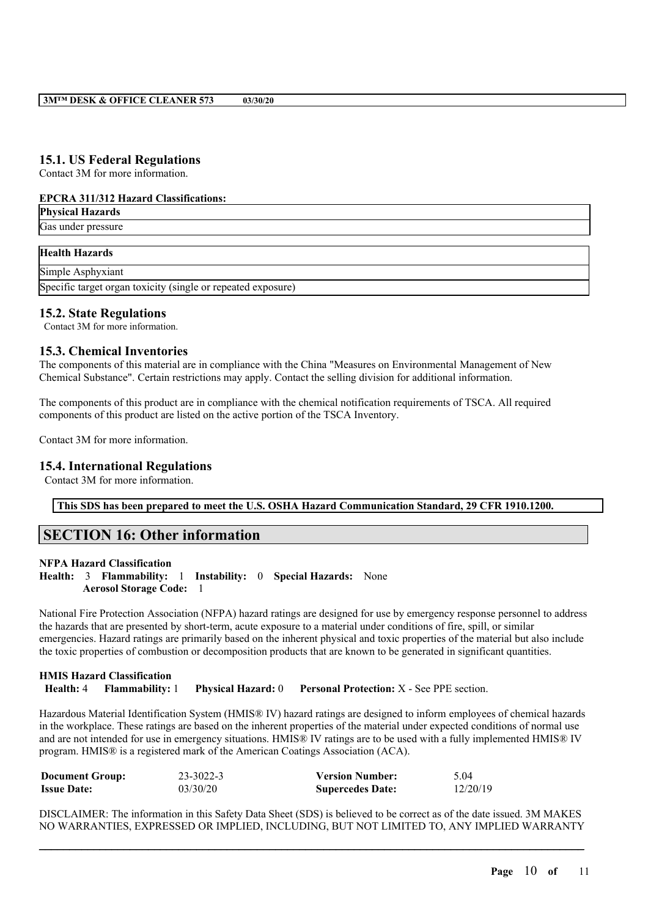### 15.1. US Federal Regulations

Contact 3M for more information.

**EPCRA 311/312 Hazard Classifications:**

| Physical Hazards |
| --- |
| Gas under pressure |

| Health Hazards |
| --- |
| Simple Asphyxiant |
| Specific target organ toxicity (single or repeated exposure) |

### 15.2. State Regulations

Contact 3M for more information.

### 15.3. Chemical Inventories

The components of this material are in compliance with the China "Measures on Environmental Management of New Chemical Substance". Certain restrictions may apply. Contact the selling division for additional information.

The components of this product are in compliance with the chemical notification requirements of TSCA. All required components of this product are listed on the active portion of the TSCA Inventory.

Contact 3M for more information.

### 15.4. International Regulations

Contact 3M for more information.

**This SDS has been prepared to meet the U.S. OSHA Hazard Communication Standard, 29 CFR 1910.1200.**

## SECTION 16: Other information

**NFPA Hazard Classification**

**Health:** 3 **Flammability:** 1 **Instability:** 0 **Special Hazards:** None
**Aerosol Storage Code:** 1

National Fire Protection Association (NFPA) hazard ratings are designed for use by emergency response personnel to address the hazards that are presented by short-term, acute exposure to a material under conditions of fire, spill, or similar emergencies. Hazard ratings are primarily based on the inherent physical and toxic properties of the material but also include the toxic properties of combustion or decomposition products that are known to be generated in significant quantities.

**HMIS Hazard Classification**

**Health:** 4 **Flammability:** 1 **Physical Hazard:** 0 **Personal Protection:** X - See PPE section.

Hazardous Material Identification System (HMIS® IV) hazard ratings are designed to inform employees of chemical hazards in the workplace. These ratings are based on the inherent properties of the material under expected conditions of normal use and are not intended for use in emergency situations. HMIS® IV ratings are to be used with a fully implemented HMIS® IV program. HMIS® is a registered mark of the American Coatings Association (ACA).

| | | | |
| --- | --- | --- | --- |
| **Document Group:** | 23-3022-3 | **Version Number:** | 5.04 |
| **Issue Date:** | 03/30/20 | **Supercedes Date:** | 12/20/19 |

DISCLAIMER: The information in this Safety Data Sheet (SDS) is believed to be correct as of the date issued. 3M MAKES NO WARRANTIES, EXPRESSED OR IMPLIED, INCLUDING, BUT NOT LIMITED TO, ANY IMPLIED WARRANTY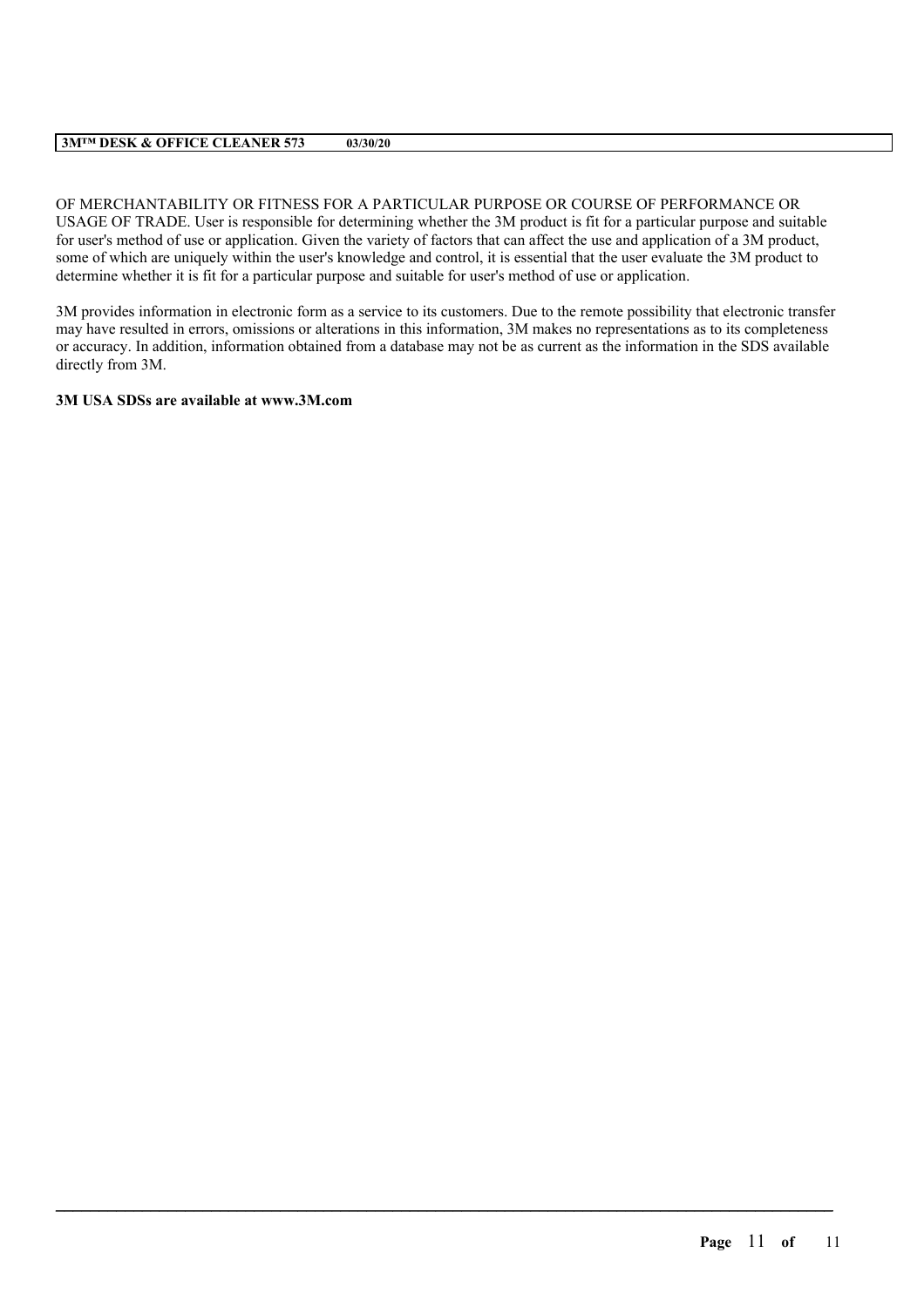OF MERCHANTABILITY OR FITNESS FOR A PARTICULAR PURPOSE OR COURSE OF PERFORMANCE OR USAGE OF TRADE. User is responsible for determining whether the 3M product is fit for a particular purpose and suitable for user's method of use or application. Given the variety of factors that can affect the use and application of a 3M product, some of which are uniquely within the user's knowledge and control, it is essential that the user evaluate the 3M product to determine whether it is fit for a particular purpose and suitable for user's method of use or application.

3M provides information in electronic form as a service to its customers. Due to the remote possibility that electronic transfer may have resulted in errors, omissions or alterations in this information, 3M makes no representations as to its completeness or accuracy. In addition, information obtained from a database may not be as current as the information in the SDS available directly from 3M.

**3M USA SDSs are available at www.3M.com**